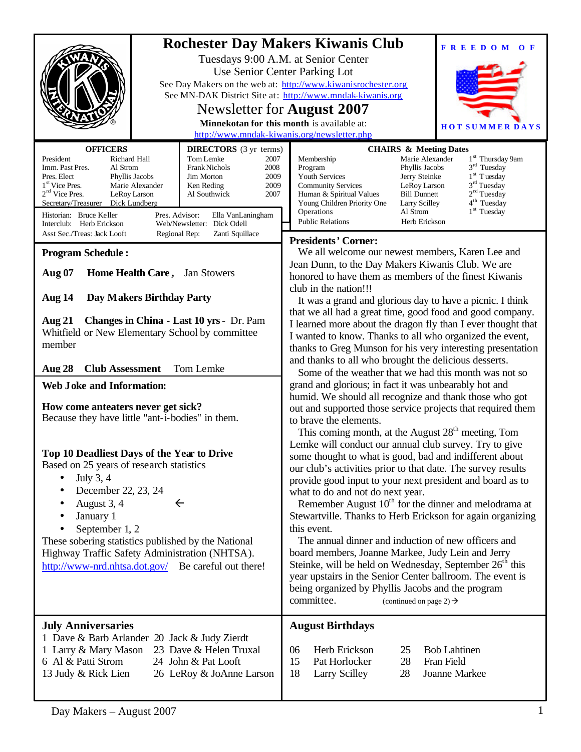# Rochester Day Makers Kiwanis Club

Tuesdays 9:00 A.M. at Senior Center
Use Senior Center Parking Lot
See Day Makers on the web at: http://www.kiwanisrochester.org
See MN-DAK District Site at: http://www.mndak-kiwanis.org

## Newsletter for August 2007

**Minnekotan for this month** is available at:
http://www.mndak-kiwanis.org/newsletter.php

**FREEDOM OF HOT SUMMER DAYS**

| OFFICERS | | DIRECTORS (3 yr terms) | |
|---|---|---|---|
| President | Richard Hall | Tom Lemke | 2007 |
| Imm. Past Pres. | Al Strom | Frank Nichols | 2008 |
| Pres. Elect | Phyllis Jacobs | Jim Morton | 2009 |
| 1st Vice Pres. | Marie Alexander | Ken Reding | 2009 |
| 2nd Vice Pres. | LeRoy Larson | Al Southwick | 2007 |
| Secretary/Treasurer | Dick Lundberg | | |

Historian: Bruce Keller — Pres. Advisor: Ella VanLaningham
Interclub: Herb Erickson — Web/Newsletter: Dick Odell
Asst Sec./Treas: Jack Looft — Regional Rep: Zanti Squillace

| CHAIRS & Meeting Dates | | |
|---|---|---|
| Membership | Marie Alexander | 1st Thursday 9am |
| Program | Phyllis Jacobs | 3rd Tuesday |
| Youth Services | Jerry Steinke | 1st Tuesday |
| Community Services | LeRoy Larson | 3rd Tuesday |
| Human & Spiritual Values | Bill Dunnett | 2nd Tuesday |
| Young Children Priority One | Larry Scilley | 4th Tuesday |
| Operations | Al Strom | 1st Tuesday |
| Public Relations | Herb Erickson | |

## Program Schedule:

**Aug 07 Home Health Care,** Jan Stowers

**Aug 14 Day Makers Birthday Party**

**Aug 21 Changes in China - Last 10 yrs** - Dr. Pam Whitfield or New Elementary School by committee member

**Aug 28 Club Assessment** Tom Lemke

## Web Joke and Information:

**How come anteaters never get sick?**
Because they have little "ant-i-bodies" in them.

**Top 10 Deadliest Days of the Year to Drive**
Based on 25 years of research statistics

- July 3, 4
- December 22, 23, 24
- August 3, 4 ←
- January 1
- September 1, 2

These sobering statistics published by the National Highway Traffic Safety Administration (NHTSA). http://www-nrd.nhtsa.dot.gov/ Be careful out there!

## Presidents' Corner:

We all welcome our newest members, Karen Lee and Jean Dunn, to the Day Makers Kiwanis Club. We are honored to have them as members of the finest Kiwanis club in the nation!!!

It was a grand and glorious day to have a picnic. I think that we all had a great time, good food and good company. I learned more about the dragon fly than I ever thought that I wanted to know. Thanks to all who organized the event, thanks to Greg Munson for his very interesting presentation and thanks to all who brought the delicious desserts.

Some of the weather that we had this month was not so grand and glorious; in fact it was unbearably hot and humid. We should all recognize and thank those who got out and supported those service projects that required them to brave the elements.

This coming month, at the August 28th meeting, Tom Lemke will conduct our annual club survey. Try to give some thought to what is good, bad and indifferent about our club's activities prior to that date. The survey results provide good input to your next president and board as to what to do and not do next year.

Remember August 10th for the dinner and melodrama at Stewartville. Thanks to Herb Erickson for again organizing this event.

The annual dinner and induction of new officers and board members, Joanne Markee, Judy Lein and Jerry Steinke, will be held on Wednesday, September 26th this year upstairs in the Senior Center ballroom. The event is being organized by Phyllis Jacobs and the program committee. (continued on page 2) →

## July Anniversaries

| | | | |
|---|---|---|---|
| 1 | Dave & Barb Arlander | 20 | Jack & Judy Zierdt |
| 1 | Larry & Mary Mason | 23 | Dave & Helen Truxal |
| 6 | Al & Patti Strom | 24 | John & Pat Looft |
| 13 | Judy & Rick Lien | 26 | LeRoy & JoAnne Larson |

## August Birthdays

| | | | |
|---|---|---|---|
| 06 | Herb Erickson | 25 | Bob Lahtinen |
| 15 | Pat Horlocker | 28 | Fran Field |
| 18 | Larry Scilley | 28 | Joanne Markee |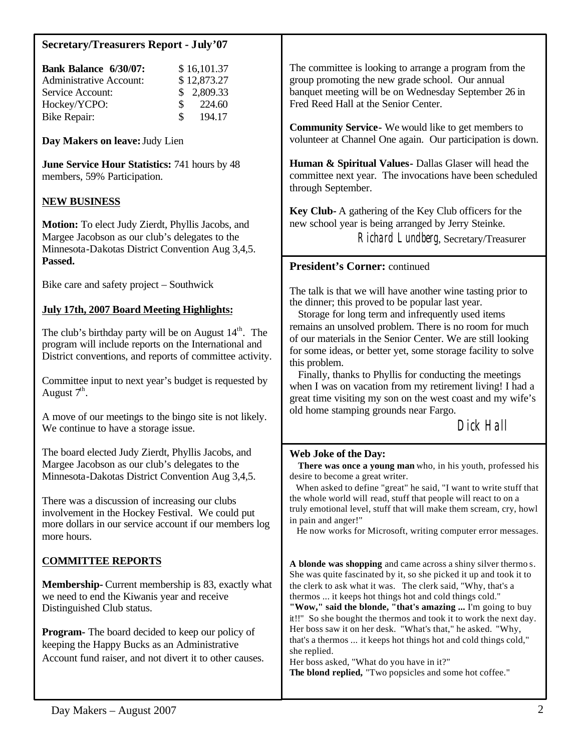## Secretary/Treasurers Report - July'07

| | |
|---|---|
| **Bank Balance 6/30/07:** | $ 16,101.37 |
| Administrative Account: | $ 12,873.27 |
| Service Account: | $ 2,809.33 |
| Hockey/YCPO: | $ 224.60 |
| Bike Repair: | $ 194.17 |

**Day Makers on leave:** Judy Lien

**June Service Hour Statistics:** 741 hours by 48 members, 59% Participation.

### NEW BUSINESS

**Motion:** To elect Judy Zierdt, Phyllis Jacobs, and Margee Jacobson as our club's delegates to the Minnesota-Dakotas District Convention Aug 3,4,5. **Passed.**

Bike care and safety project – Southwick

### July 17th, 2007 Board Meeting Highlights:

The club's birthday party will be on August 14th. The program will include reports on the International and District conventions, and reports of committee activity.

Committee input to next year's budget is requested by August 7th.

A move of our meetings to the bingo site is not likely. We continue to have a storage issue.

The board elected Judy Zierdt, Phyllis Jacobs, and Margee Jacobson as our club's delegates to the Minnesota-Dakotas District Convention Aug 3,4,5.

There was a discussion of increasing our clubs involvement in the Hockey Festival. We could put more dollars in our service account if our members log more hours.

### COMMITTEE REPORTS

**Membership**- Current membership is 83, exactly what we need to end the Kiwanis year and receive Distinguished Club status.

**Program**- The board decided to keep our policy of keeping the Happy Bucks as an Administrative Account fund raiser, and not divert it to other causes.

The committee is looking to arrange a program from the group promoting the new grade school. Our annual banquet meeting will be on Wednesday September 26 in Fred Reed Hall at the Senior Center.

**Community Service**- We would like to get members to volunteer at Channel One again. Our participation is down.

**Human & Spiritual Values**- Dallas Glaser will head the committee next year. The invocations have been scheduled through September.

**Key Club**- A gathering of the Key Club officers for the new school year is being arranged by Jerry Steinke.

*Richard Lundberg*, Secretary/Treasurer

## President's Corner: continued

The talk is that we will have another wine tasting prior to the dinner; this proved to be popular last year.

Storage for long term and infrequently used items remains an unsolved problem. There is no room for much of our materials in the Senior Center. We are still looking for some ideas, or better yet, some storage facility to solve this problem.

Finally, thanks to Phyllis for conducting the meetings when I was on vacation from my retirement living! I had a great time visiting my son on the west coast and my wife's old home stamping grounds near Fargo.

*Dick Hall*

## Web Joke of the Day:

**There was once a young man** who, in his youth, professed his desire to become a great writer.

When asked to define "great" he said, "I want to write stuff that the whole world will read, stuff that people will react to on a truly emotional level, stuff that will make them scream, cry, howl in pain and anger!"

He now works for Microsoft, writing computer error messages.

**A blonde was shopping** and came across a shiny silver thermos. She was quite fascinated by it, so she picked it up and took it to the clerk to ask what it was. The clerk said, "Why, that's a thermos ... it keeps hot things hot and cold things cold." **"Wow," said the blonde, "that's amazing ...** I'm going to buy it!!" So she bought the thermos and took it to work the next day. Her boss saw it on her desk. "What's that," he asked. "Why, that's a thermos ... it keeps hot things hot and cold things cold," she replied.
Her boss asked, "What do you have in it?"
**The blond replied,** "Two popsicles and some hot coffee."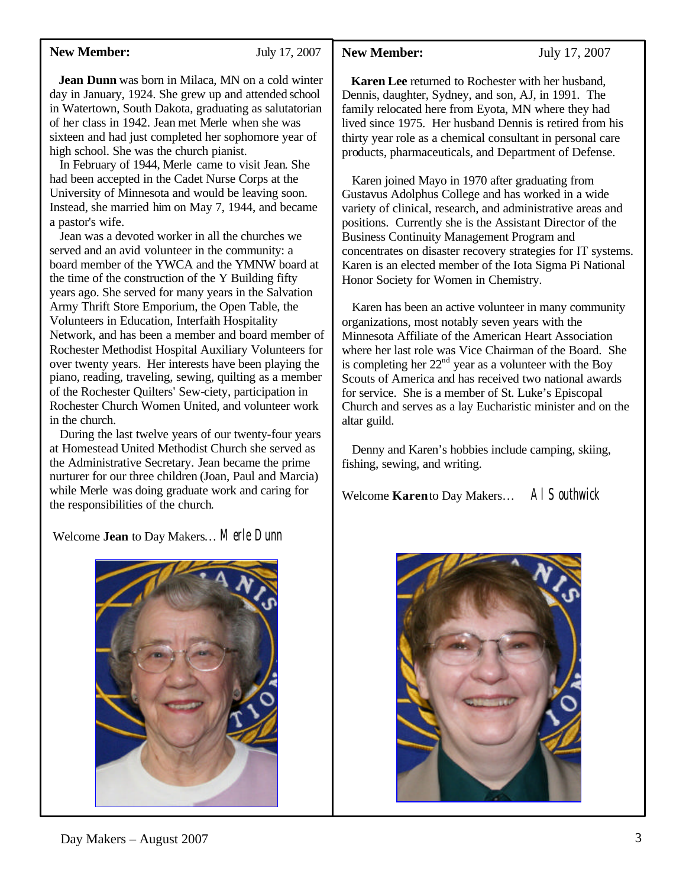**New Member:** July 17, 2007

**Jean Dunn** was born in Milaca, MN on a cold winter day in January, 1924. She grew up and attended school in Watertown, South Dakota, graduating as salutatorian of her class in 1942. Jean met Merle when she was sixteen and had just completed her sophomore year of high school. She was the church pianist.

In February of 1944, Merle came to visit Jean. She had been accepted in the Cadet Nurse Corps at the University of Minnesota and would be leaving soon. Instead, she married him on May 7, 1944, and became a pastor's wife.

Jean was a devoted worker in all the churches we served and an avid volunteer in the community: a board member of the YWCA and the YMNW board at the time of the construction of the Y Building fifty years ago. She served for many years in the Salvation Army Thrift Store Emporium, the Open Table, the Volunteers in Education, Interfaith Hospitality Network, and has been a member and board member of Rochester Methodist Hospital Auxiliary Volunteers for over twenty years. Her interests have been playing the piano, reading, traveling, sewing, quilting as a member of the Rochester Quilters' Sew-ciety, participation in Rochester Church Women United, and volunteer work in the church.

During the last twelve years of our twenty-four years at Homestead United Methodist Church she served as the Administrative Secretary. Jean became the prime nurturer for our three children (Joan, Paul and Marcia) while Merle was doing graduate work and caring for the responsibilities of the church.

Welcome **Jean** to Day Makers… *Merle Dunn*

**New Member:** July 17, 2007

**Karen Lee** returned to Rochester with her husband, Dennis, daughter, Sydney, and son, AJ, in 1991. The family relocated here from Eyota, MN where they had lived since 1975. Her husband Dennis is retired from his thirty year role as a chemical consultant in personal care products, pharmaceuticals, and Department of Defense.

Karen joined Mayo in 1970 after graduating from Gustavus Adolphus College and has worked in a wide variety of clinical, research, and administrative areas and positions. Currently she is the Assistant Director of the Business Continuity Management Program and concentrates on disaster recovery strategies for IT systems. Karen is an elected member of the Iota Sigma Pi National Honor Society for Women in Chemistry.

Karen has been an active volunteer in many community organizations, most notably seven years with the Minnesota Affiliate of the American Heart Association where her last role was Vice Chairman of the Board. She is completing her 22nd year as a volunteer with the Boy Scouts of America and has received two national awards for service. She is a member of St. Luke's Episcopal Church and serves as a lay Eucharistic minister and on the altar guild.

Denny and Karen's hobbies include camping, skiing, fishing, sewing, and writing.

Welcome **Karen** to Day Makers… *Al Southwick*